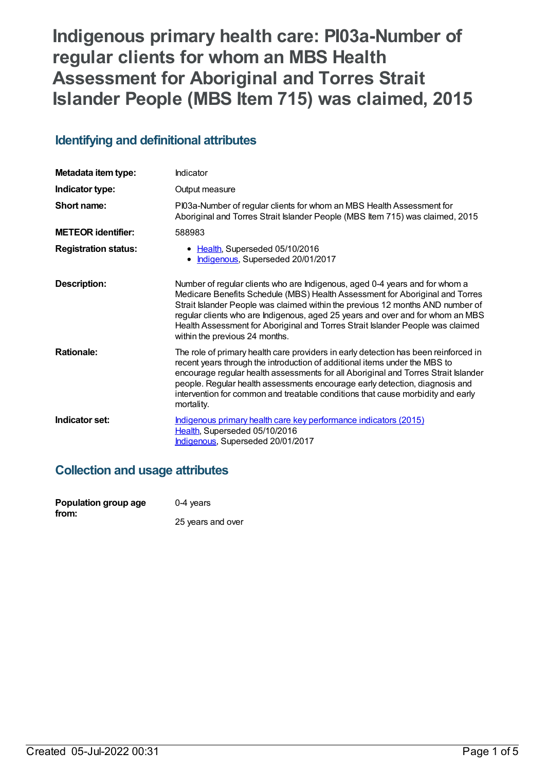# Indigenous primary health care: PI03a-Number of regular clients for whom an MBS Health Assessment for Aboriginal and Torres Strait Islander People (MBS Item 715) was claimed, 2015

## Identifying and definitional attributes

| | |
|---|---|
| **Metadata item type:** | Indicator |
| **Indicator type:** | Output measure |
| **Short name:** | PI03a-Number of regular clients for whom an MBS Health Assessment for Aboriginal and Torres Strait Islander People (MBS Item 715) was claimed, 2015 |
| **METEOR identifier:** | 588983 |
| **Registration status:** | • Health, Superseded 05/10/2016<br>• Indigenous, Superseded 20/01/2017 |
| **Description:** | Number of regular clients who are Indigenous, aged 0-4 years and for whom a Medicare Benefits Schedule (MBS) Health Assessment for Aboriginal and Torres Strait Islander People was claimed within the previous 12 months AND number of regular clients who are Indigenous, aged 25 years and over and for whom an MBS Health Assessment for Aboriginal and Torres Strait Islander People was claimed within the previous 24 months. |
| **Rationale:** | The role of primary health care providers in early detection has been reinforced in recent years through the introduction of additional items under the MBS to encourage regular health assessments for all Aboriginal and Torres Strait Islander people. Regular health assessments encourage early detection, diagnosis and intervention for common and treatable conditions that cause morbidity and early mortality. |
| **Indicator set:** | Indigenous primary health care key performance indicators (2015)<br>Health, Superseded 05/10/2016<br>Indigenous, Superseded 20/01/2017 |

## Collection and usage attributes

| | |
|---|---|
| **Population group age from:** | 0-4 years<br><br>25 years and over |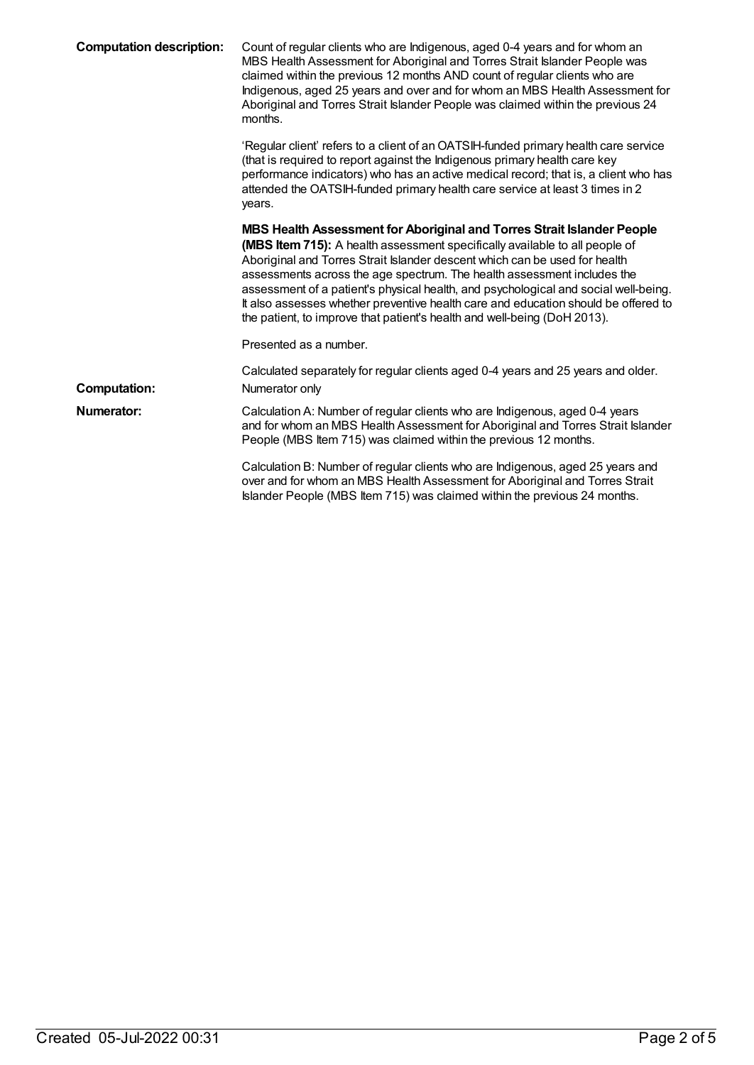**Computation description:** Count of regular clients who are Indigenous, aged 0-4 years and for whom an MBS Health Assessment for Aboriginal and Torres Strait Islander People was claimed within the previous 12 months AND count of regular clients who are Indigenous, aged 25 years and over and for whom an MBS Health Assessment for Aboriginal and Torres Strait Islander People was claimed within the previous 24 months.

'Regular client' refers to a client of an OATSIH-funded primary health care service (that is required to report against the Indigenous primary health care key performance indicators) who has an active medical record; that is, a client who has attended the OATSIH-funded primary health care service at least 3 times in 2 years.

**MBS Health Assessment for Aboriginal and Torres Strait Islander People (MBS Item 715):** A health assessment specifically available to all people of Aboriginal and Torres Strait Islander descent which can be used for health assessments across the age spectrum. The health assessment includes the assessment of a patient's physical health, and psychological and social well-being. It also assesses whether preventive health care and education should be offered to the patient, to improve that patient's health and well-being (DoH 2013).

Presented as a number.

Calculated separately for regular clients aged 0-4 years and 25 years and older.

**Computation:** Numerator only

**Numerator:** Calculation A: Number of regular clients who are Indigenous, aged 0-4 years and for whom an MBS Health Assessment for Aboriginal and Torres Strait Islander People (MBS Item 715) was claimed within the previous 12 months.

Calculation B: Number of regular clients who are Indigenous, aged 25 years and over and for whom an MBS Health Assessment for Aboriginal and Torres Strait Islander People (MBS Item 715) was claimed within the previous 24 months.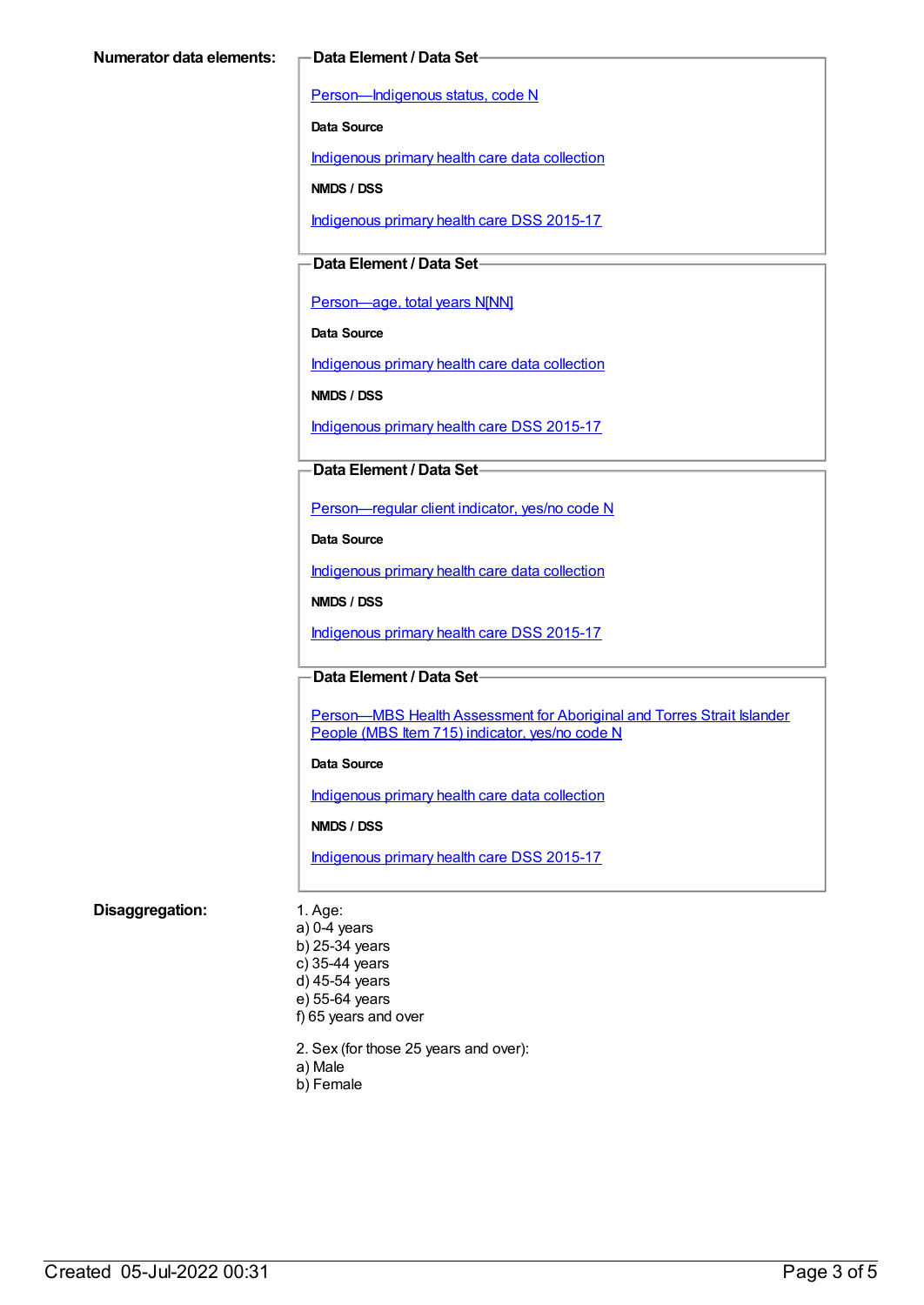**Numerator data elements:**

**Data Element / Data Set**

Person—Indigenous status, code N

**Data Source**

Indigenous primary health care data collection

**NMDS / DSS**

Indigenous primary health care DSS 2015-17

**Data Element / Data Set**

Person—age, total years N[NN]

**Data Source**

Indigenous primary health care data collection

**NMDS / DSS**

Indigenous primary health care DSS 2015-17

**Data Element / Data Set**

Person—regular client indicator, yes/no code N

**Data Source**

Indigenous primary health care data collection

**NMDS / DSS**

Indigenous primary health care DSS 2015-17

**Data Element / Data Set**

Person—MBS Health Assessment for Aboriginal and Torres Strait Islander People (MBS Item 715) indicator, yes/no code N

**Data Source**

Indigenous primary health care data collection

**NMDS / DSS**

Indigenous primary health care DSS 2015-17

**Disaggregation:**

1. Age:
a) 0-4 years
b) 25-34 years
c) 35-44 years
d) 45-54 years
e) 55-64 years
f) 65 years and over

2. Sex (for those 25 years and over):
a) Male
b) Female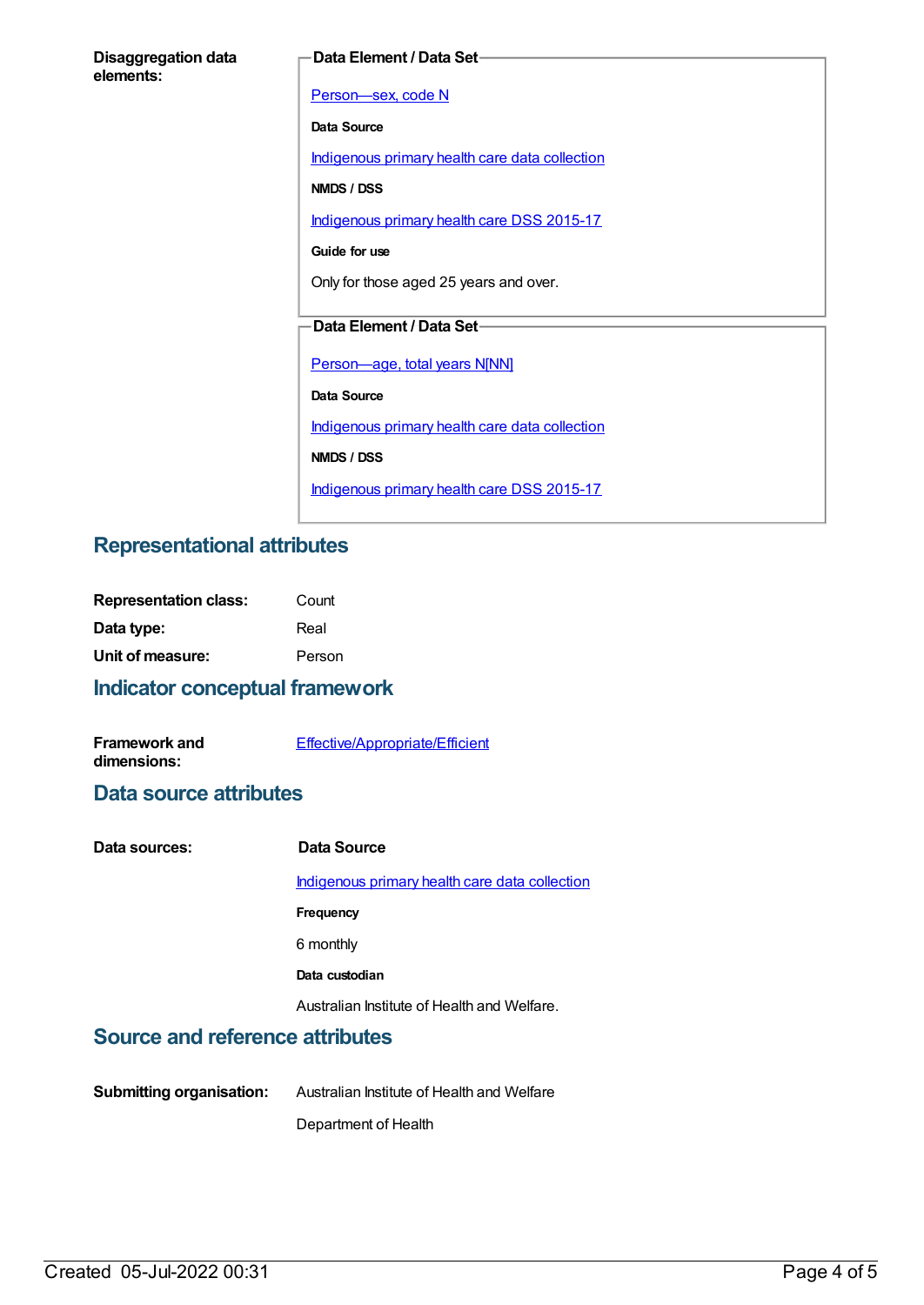**Disaggregation data elements:**

**Data Element / Data Set**

[Person—sex, code N](#)

**Data Source**

[Indigenous primary health care data collection](#)

**NMDS / DSS**

[Indigenous primary health care DSS 2015-17](#)

**Guide for use**

Only for those aged 25 years and over.

**Data Element / Data Set**

[Person—age, total years N[NN]](#)

**Data Source**

[Indigenous primary health care data collection](#)

**NMDS / DSS**

[Indigenous primary health care DSS 2015-17](#)

## Representational attributes

**Representation class:** Count

**Data type:** Real

**Unit of measure:** Person

## Indicator conceptual framework

**Framework and dimensions:** [Effective/Appropriate/Efficient](#)

## Data source attributes

**Data sources:**

**Data Source**

[Indigenous primary health care data collection](#)

**Frequency**

6 monthly

**Data custodian**

Australian Institute of Health and Welfare.

## Source and reference attributes

**Submitting organisation:** Australian Institute of Health and Welfare

Department of Health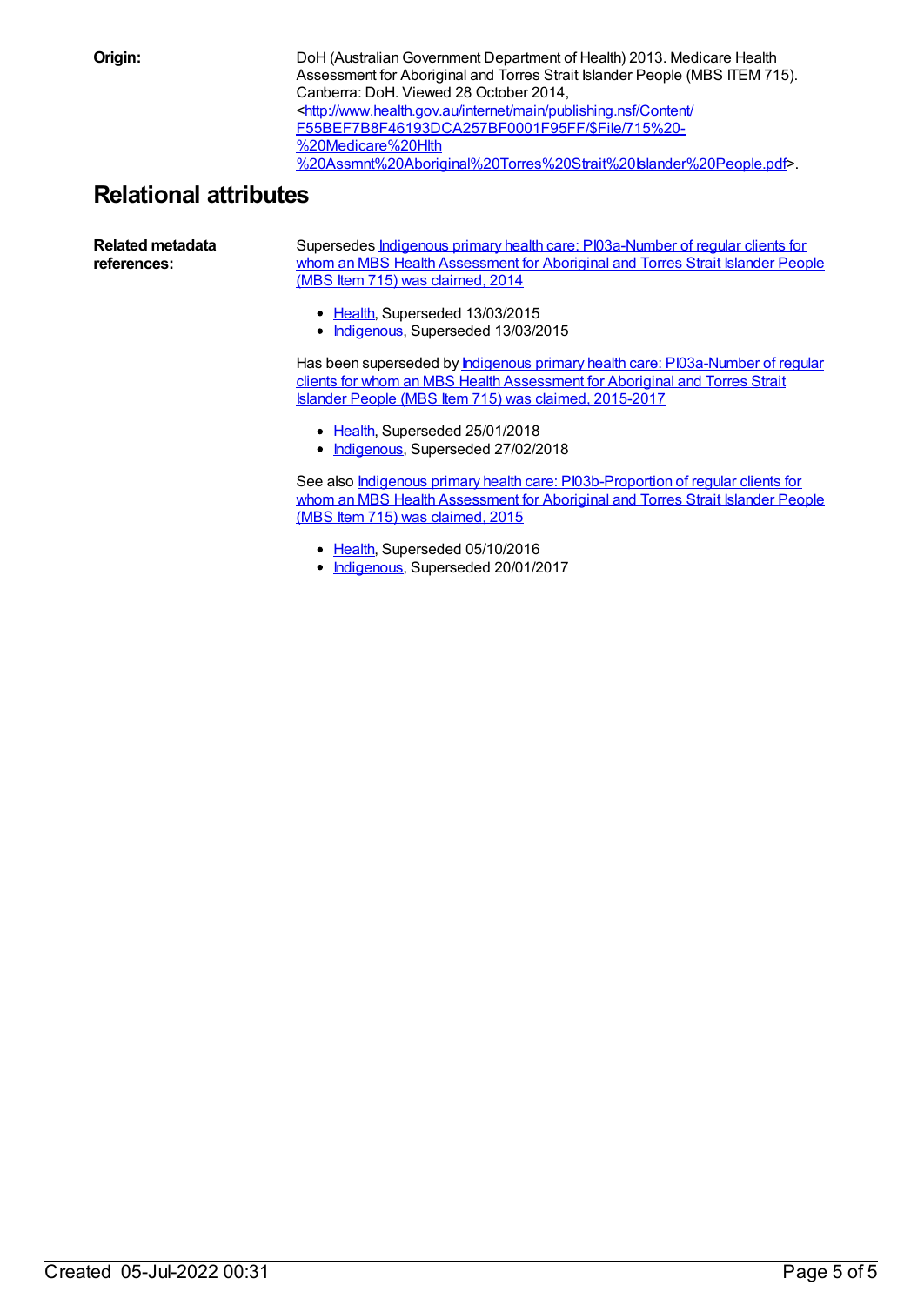**Origin:** DoH (Australian Government Department of Health) 2013. Medicare Health Assessment for Aboriginal and Torres Strait Islander People (MBS ITEM 715). Canberra: DoH. Viewed 28 October 2014, <http://www.health.gov.au/internet/main/publishing.nsf/Content/F55BEF7B8F46193DCA257BF0001F95FF/$File/715%20-%20Medicare%20Hlth%20Assmnt%20Aboriginal%20Torres%20Strait%20Islander%20People.pdf>.

## Relational attributes

**Related metadata references:**

Supersedes Indigenous primary health care: PI03a-Number of regular clients for whom an MBS Health Assessment for Aboriginal and Torres Strait Islander People (MBS Item 715) was claimed, 2014

- Health, Superseded 13/03/2015
- Indigenous, Superseded 13/03/2015

Has been superseded by Indigenous primary health care: PI03a-Number of regular clients for whom an MBS Health Assessment for Aboriginal and Torres Strait Islander People (MBS Item 715) was claimed, 2015-2017

- Health, Superseded 25/01/2018
- Indigenous, Superseded 27/02/2018

See also Indigenous primary health care: PI03b-Proportion of regular clients for whom an MBS Health Assessment for Aboriginal and Torres Strait Islander People (MBS Item 715) was claimed, 2015

- Health, Superseded 05/10/2016
- Indigenous, Superseded 20/01/2017